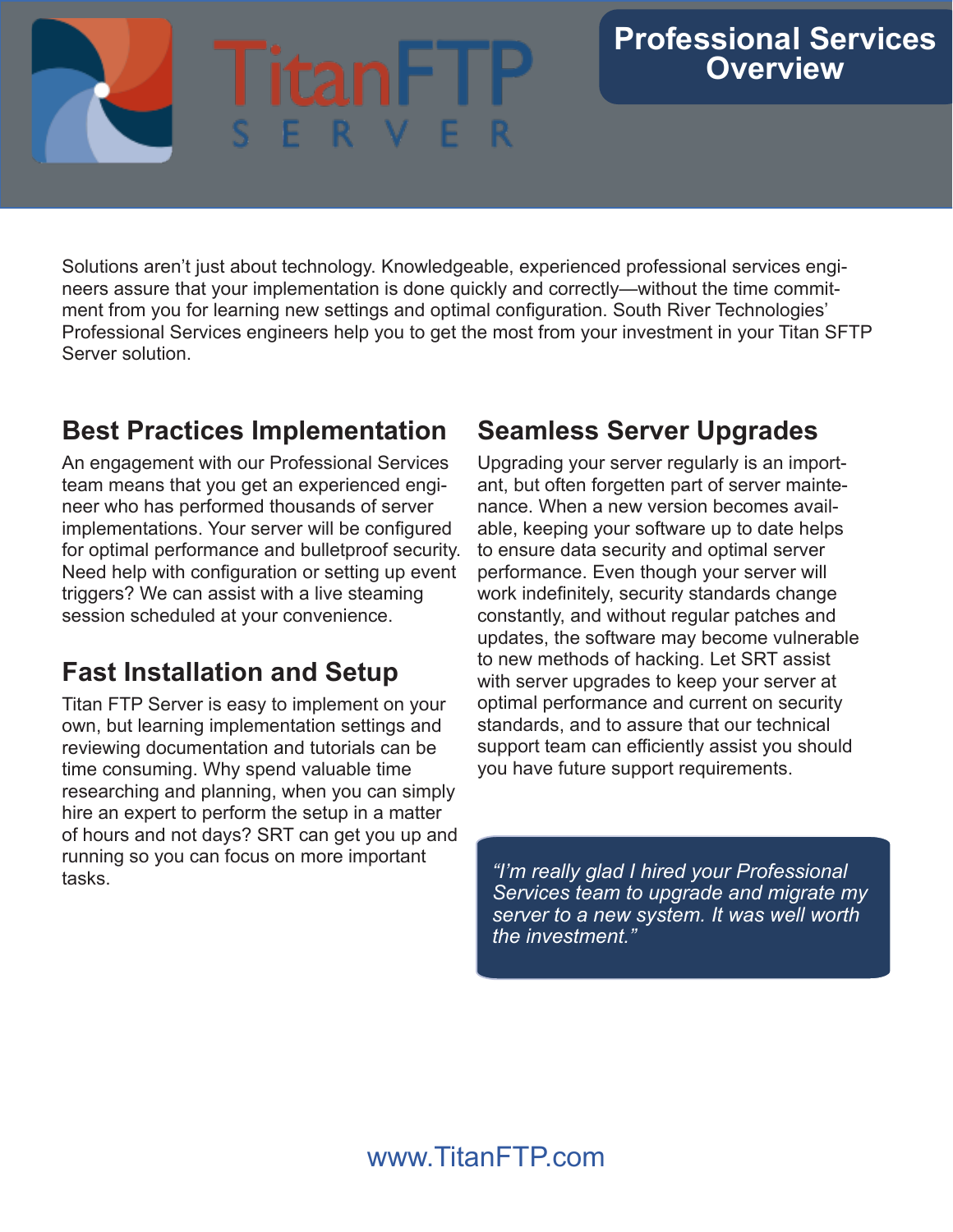TitanFTP SERVER

# Professional Services Overview

Solutions aren't just about technology. Knowledgeable, experienced professional services engineers assure that your implementation is done quickly and correctly—without the time commitment from you for learning new settings and optimal configuration. South River Technologies' Professional Services engineers help you to get the most from your investment in your Titan SFTP Server solution.

## Best Practices Implementation

An engagement with our Professional Services team means that you get an experienced engineer who has performed thousands of server implementations. Your server will be configured for optimal performance and bulletproof security. Need help with configuration or setting up event triggers? We can assist with a live steaming session scheduled at your convenience.

## Fast Installation and Setup

Titan FTP Server is easy to implement on your own, but learning implementation settings and reviewing documentation and tutorials can be time consuming. Why spend valuable time researching and planning, when you can simply hire an expert to perform the setup in a matter of hours and not days? SRT can get you up and running so you can focus on more important tasks.

## Seamless Server Upgrades

Upgrading your server regularly is an important, but often forgotten part of server maintenance. When a new version becomes available, keeping your software up to date helps to ensure data security and optimal server performance. Even though your server will work indefinitely, security standards change constantly, and without regular patches and updates, the software may become vulnerable to new methods of hacking. Let SRT assist with server upgrades to keep your server at optimal performance and current on security standards, and to assure that our technical support team can efficiently assist you should you have future support requirements.

> *"I'm really glad I hired your Professional Services team to upgrade and migrate my server to a new system. It was well worth the investment."*

www.TitanFTP.com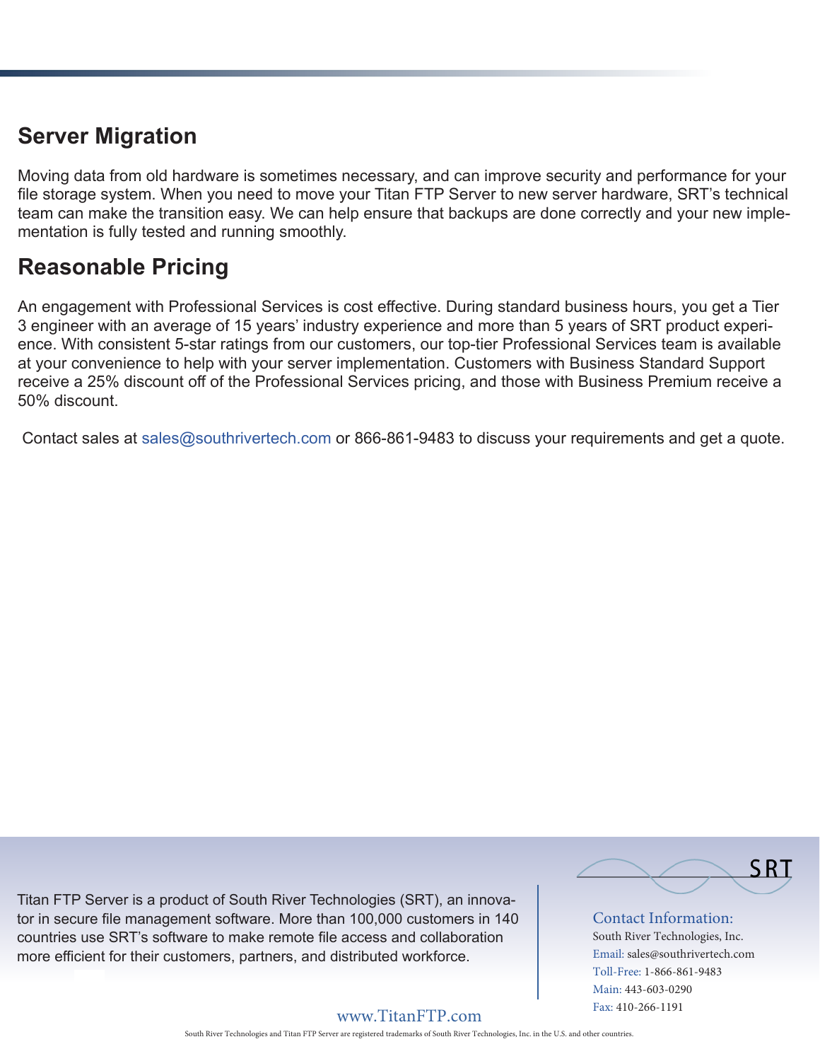## Server Migration

Moving data from old hardware is sometimes necessary, and can improve security and performance for your file storage system. When you need to move your Titan FTP Server to new server hardware, SRT's technical team can make the transition easy. We can help ensure that backups are done correctly and your new implementation is fully tested and running smoothly.

## Reasonable Pricing

An engagement with Professional Services is cost effective. During standard business hours, you get a Tier 3 engineer with an average of 15 years' industry experience and more than 5 years of SRT product experience. With consistent 5-star ratings from our customers, our top-tier Professional Services team is available at your convenience to help with your server implementation. Customers with Business Standard Support receive a 25% discount off of the Professional Services pricing, and those with Business Premium receive a 50% discount.

Contact sales at sales@southrivertech.com or 866-861-9483 to discuss your requirements and get a quote.

Titan FTP Server is a product of South River Technologies (SRT), an innovator in secure file management software. More than 100,000 customers in 140 countries use SRT's software to make remote file access and collaboration more efficient for their customers, partners, and distributed workforce.

SRT

Contact Information:
South River Technologies, Inc.
Email: sales@southrivertech.com
Toll-Free: 1-866-861-9483
Main: 443-603-0290
Fax: 410-266-1191

www.TitanFTP.com

South River Technologies and Titan FTP Server are registered trademarks of South River Technologies, Inc. in the U.S. and other countries.